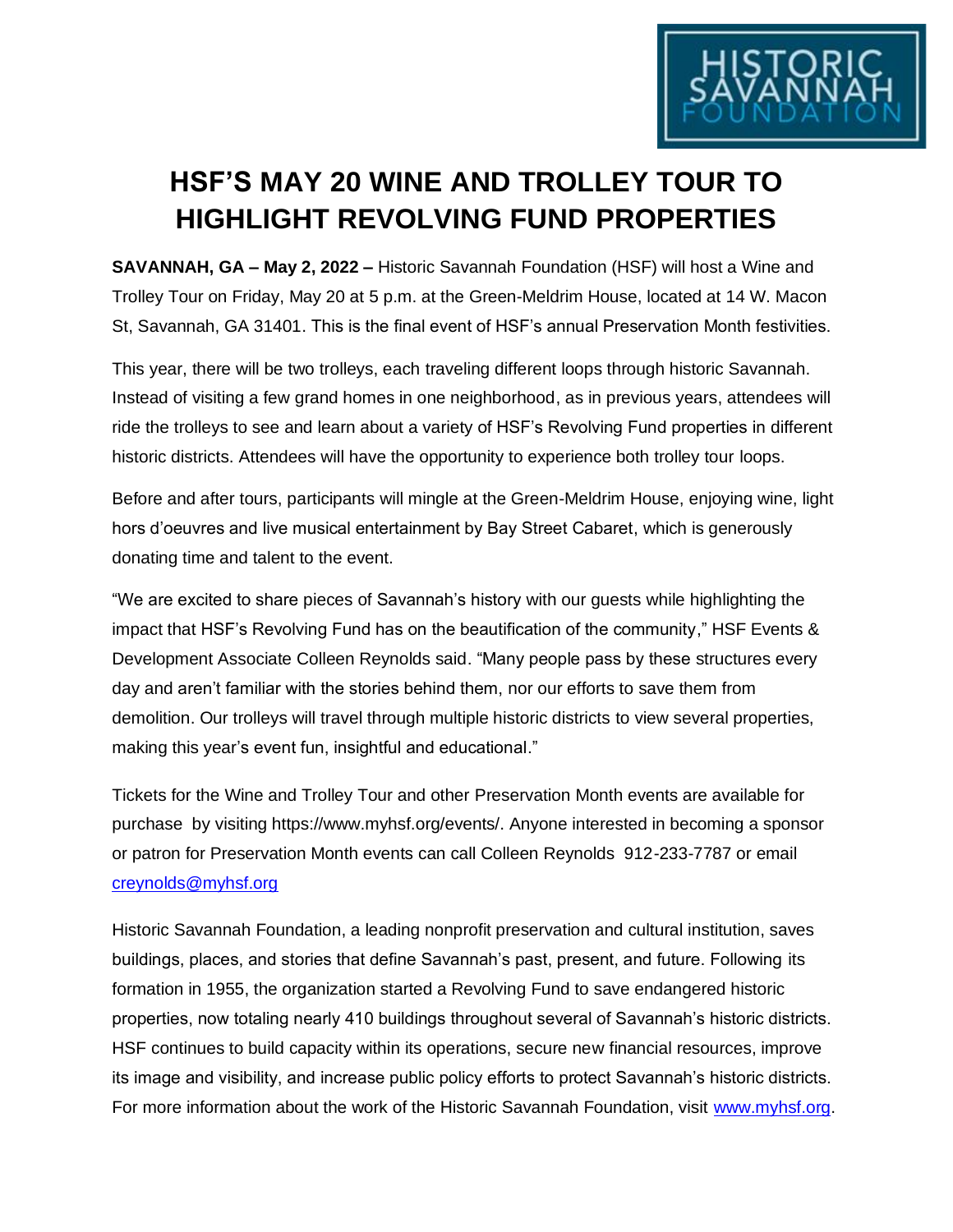HISTORIC SAVANNAH FOUNDATION

# HSF'S MAY 20 WINE AND TROLLEY TOUR TO HIGHLIGHT REVOLVING FUND PROPERTIES

**SAVANNAH, GA – May 2, 2022 –** Historic Savannah Foundation (HSF) will host a Wine and Trolley Tour on Friday, May 20 at 5 p.m. at the Green-Meldrim House, located at 14 W. Macon St, Savannah, GA 31401. This is the final event of HSF's annual Preservation Month festivities.

This year, there will be two trolleys, each traveling different loops through historic Savannah. Instead of visiting a few grand homes in one neighborhood, as in previous years, attendees will ride the trolleys to see and learn about a variety of HSF's Revolving Fund properties in different historic districts. Attendees will have the opportunity to experience both trolley tour loops.

Before and after tours, participants will mingle at the Green-Meldrim House, enjoying wine, light hors d'oeuvres and live musical entertainment by Bay Street Cabaret, which is generously donating time and talent to the event.

"We are excited to share pieces of Savannah's history with our guests while highlighting the impact that HSF's Revolving Fund has on the beautification of the community," HSF Events & Development Associate Colleen Reynolds said. "Many people pass by these structures every day and aren't familiar with the stories behind them, nor our efforts to save them from demolition. Our trolleys will travel through multiple historic districts to view several properties, making this year's event fun, insightful and educational."

Tickets for the Wine and Trolley Tour and other Preservation Month events are available for purchase by visiting https://www.myhsf.org/events/. Anyone interested in becoming a sponsor or patron for Preservation Month events can call Colleen Reynolds 912-233-7787 or email creynolds@myhsf.org

Historic Savannah Foundation, a leading nonprofit preservation and cultural institution, saves buildings, places, and stories that define Savannah's past, present, and future. Following its formation in 1955, the organization started a Revolving Fund to save endangered historic properties, now totaling nearly 410 buildings throughout several of Savannah's historic districts. HSF continues to build capacity within its operations, secure new financial resources, improve its image and visibility, and increase public policy efforts to protect Savannah's historic districts. For more information about the work of the Historic Savannah Foundation, visit www.myhsf.org.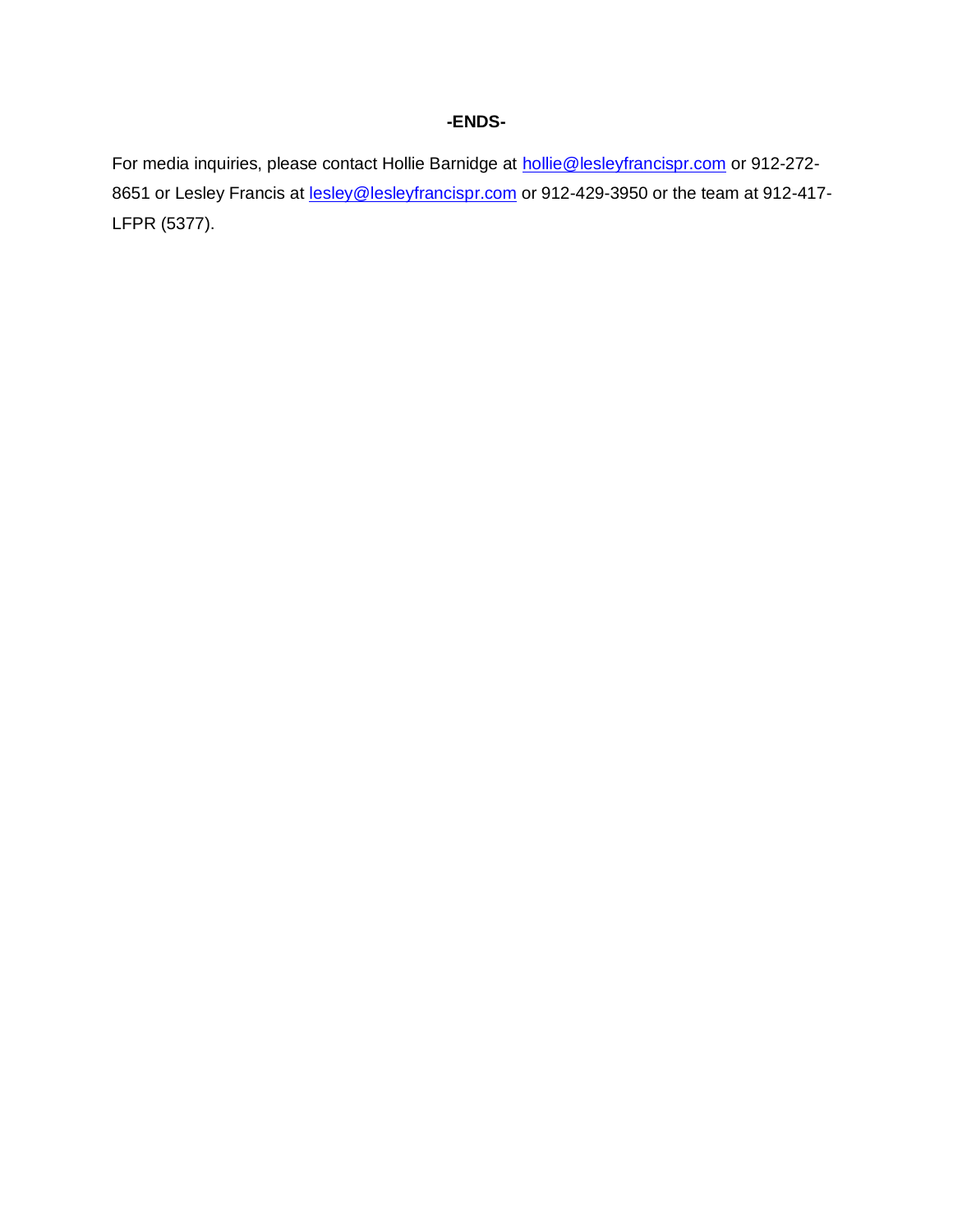**-ENDS-**

For media inquiries, please contact Hollie Barnidge at hollie@lesleyfrancispr.com or 912-272-8651 or Lesley Francis at lesley@lesleyfrancispr.com or 912-429-3950 or the team at 912-417-LFPR (5377).